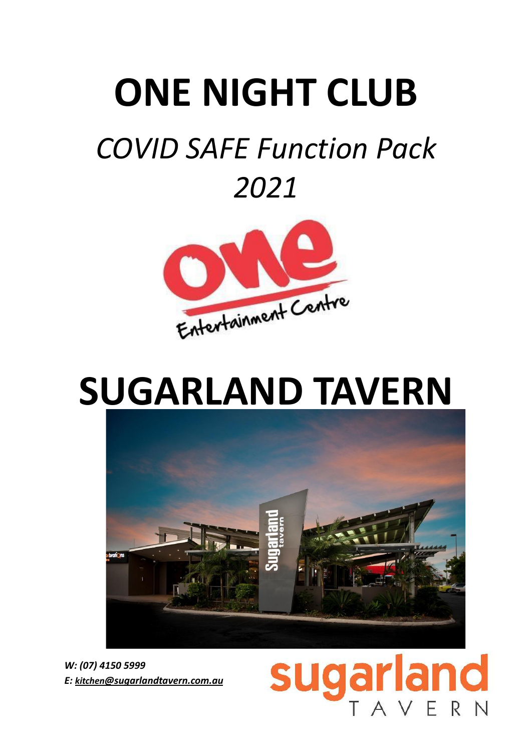# ONE NIGHT CLUB

## *COVID SAFE Function Pack 2021*

# SUGARLAND TAVERN

***W: (07) 4150 5999***
***E: kitchen@sugarlandtavern.com.au***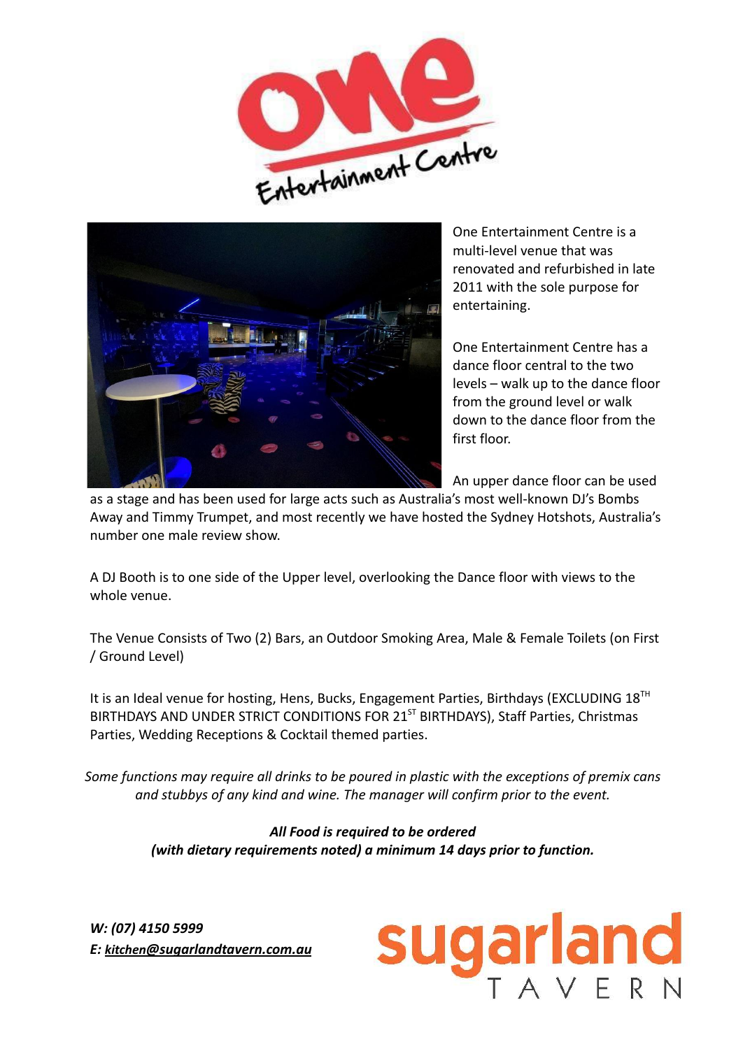# One Entertainment Centre

One Entertainment Centre is a multi-level venue that was renovated and refurbished in late 2011 with the sole purpose for entertaining.

One Entertainment Centre has a dance floor central to the two levels – walk up to the dance floor from the ground level or walk down to the dance floor from the first floor.

An upper dance floor can be used as a stage and has been used for large acts such as Australia's most well-known DJ's Bombs Away and Timmy Trumpet, and most recently we have hosted the Sydney Hotshots, Australia's number one male review show.

A DJ Booth is to one side of the Upper level, overlooking the Dance floor with views to the whole venue.

The Venue Consists of Two (2) Bars, an Outdoor Smoking Area, Male & Female Toilets (on First / Ground Level)

It is an Ideal venue for hosting, Hens, Bucks, Engagement Parties, Birthdays (EXCLUDING 18TH BIRTHDAYS AND UNDER STRICT CONDITIONS FOR 21ST BIRTHDAYS), Staff Parties, Christmas Parties, Wedding Receptions & Cocktail themed parties.

*Some functions may require all drinks to be poured in plastic with the exceptions of premix cans and stubbys of any kind and wine. The manager will confirm prior to the event.*

***All Food is required to be ordered (with dietary requirements noted) a minimum 14 days prior to function.***

***W: (07) 4150 5999***
***E: kitchen@sugarlandtavern.com.au***

sugarland TAVERN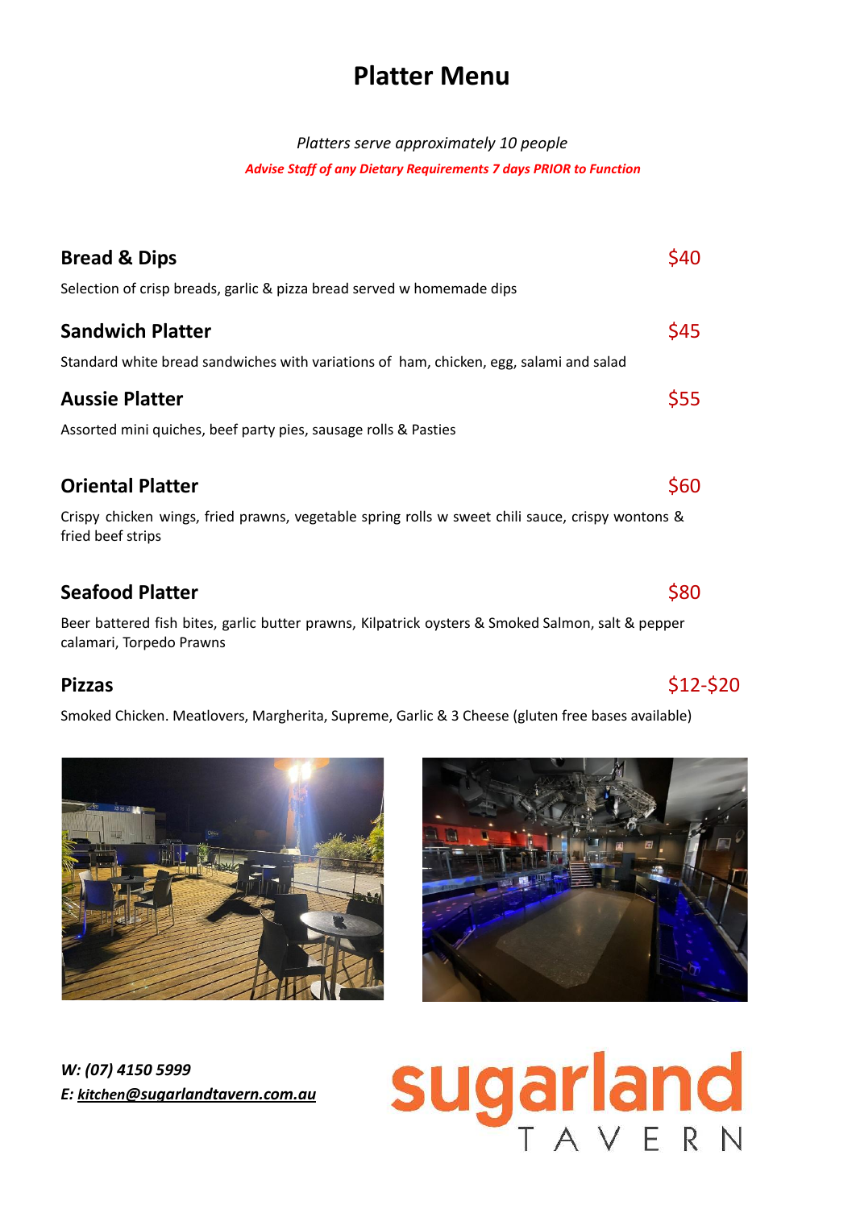# Platter Menu

*Platters serve approximately 10 people*

***Advise Staff of any Dietary Requirements 7 days PRIOR to Function***

## Bread & Dips — $40

Selection of crisp breads, garlic & pizza bread served w homemade dips

## Sandwich Platter — $45

Standard white bread sandwiches with variations of ham, chicken, egg, salami and salad

## Aussie Platter — $55

Assorted mini quiches, beef party pies, sausage rolls & Pasties

## Oriental Platter — $60

Crispy chicken wings, fried prawns, vegetable spring rolls w sweet chili sauce, crispy wontons & fried beef strips

## Seafood Platter — $80

Beer battered fish bites, garlic butter prawns, Kilpatrick oysters & Smoked Salmon, salt & pepper calamari, Torpedo Prawns

## Pizzas — $12-$20

Smoked Chicken. Meatlovers, Margherita, Supreme, Garlic & 3 Cheese (gluten free bases available)

***W: (07) 4150 5999***

***E: kitchen@sugarlandtavern.com.au***

sugarland TAVERN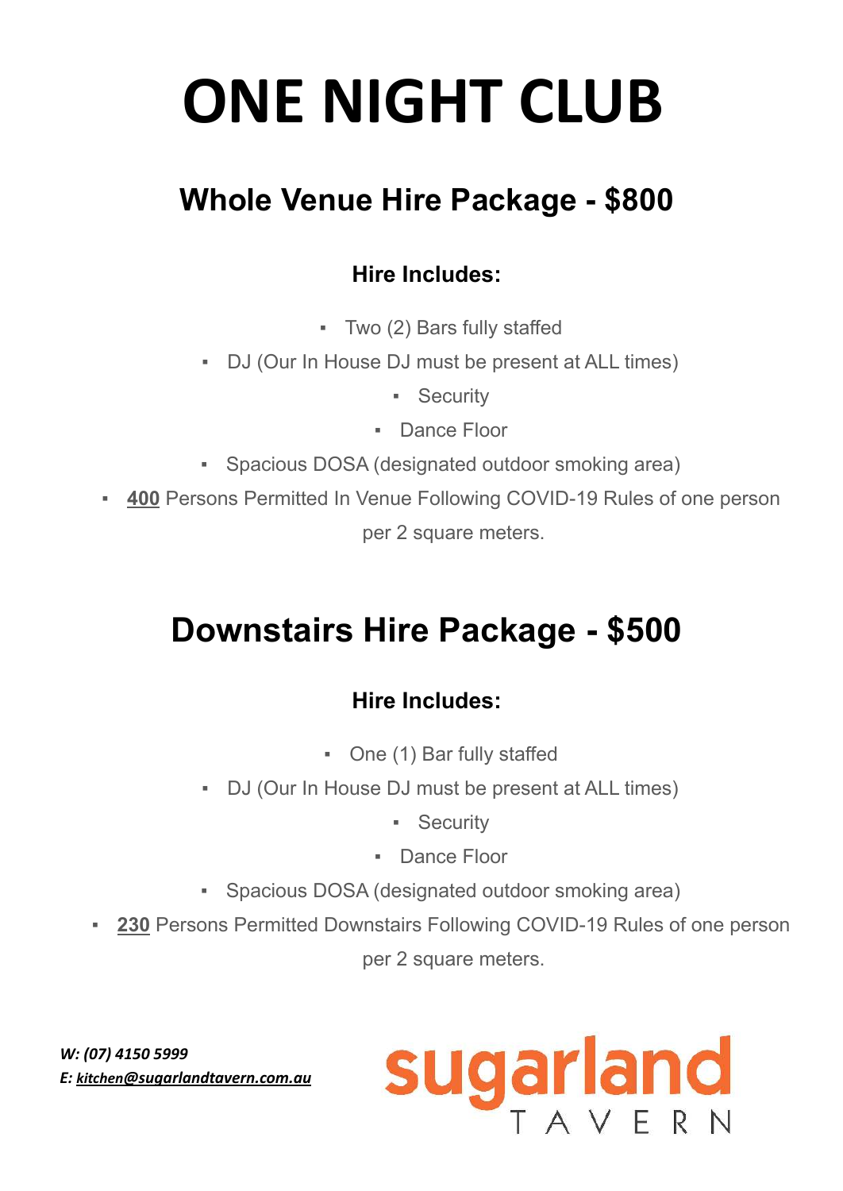# ONE NIGHT CLUB

## Whole Venue Hire Package - $800

### Hire Includes:

- Two (2) Bars fully staffed
- DJ (Our In House DJ must be present at ALL times)
- Security
- Dance Floor
- Spacious DOSA (designated outdoor smoking area)
- **400** Persons Permitted In Venue Following COVID-19 Rules of one person per 2 square meters.

## Downstairs Hire Package - $500

### Hire Includes:

- One (1) Bar fully staffed
- DJ (Our In House DJ must be present at ALL times)
- Security
- Dance Floor
- Spacious DOSA (designated outdoor smoking area)
- **230** Persons Permitted Downstairs Following COVID-19 Rules of one person per 2 square meters.

***W: (07) 4150 5999***
***E: kitchen@sugarlandtavern.com.au***

sugarland TAVERN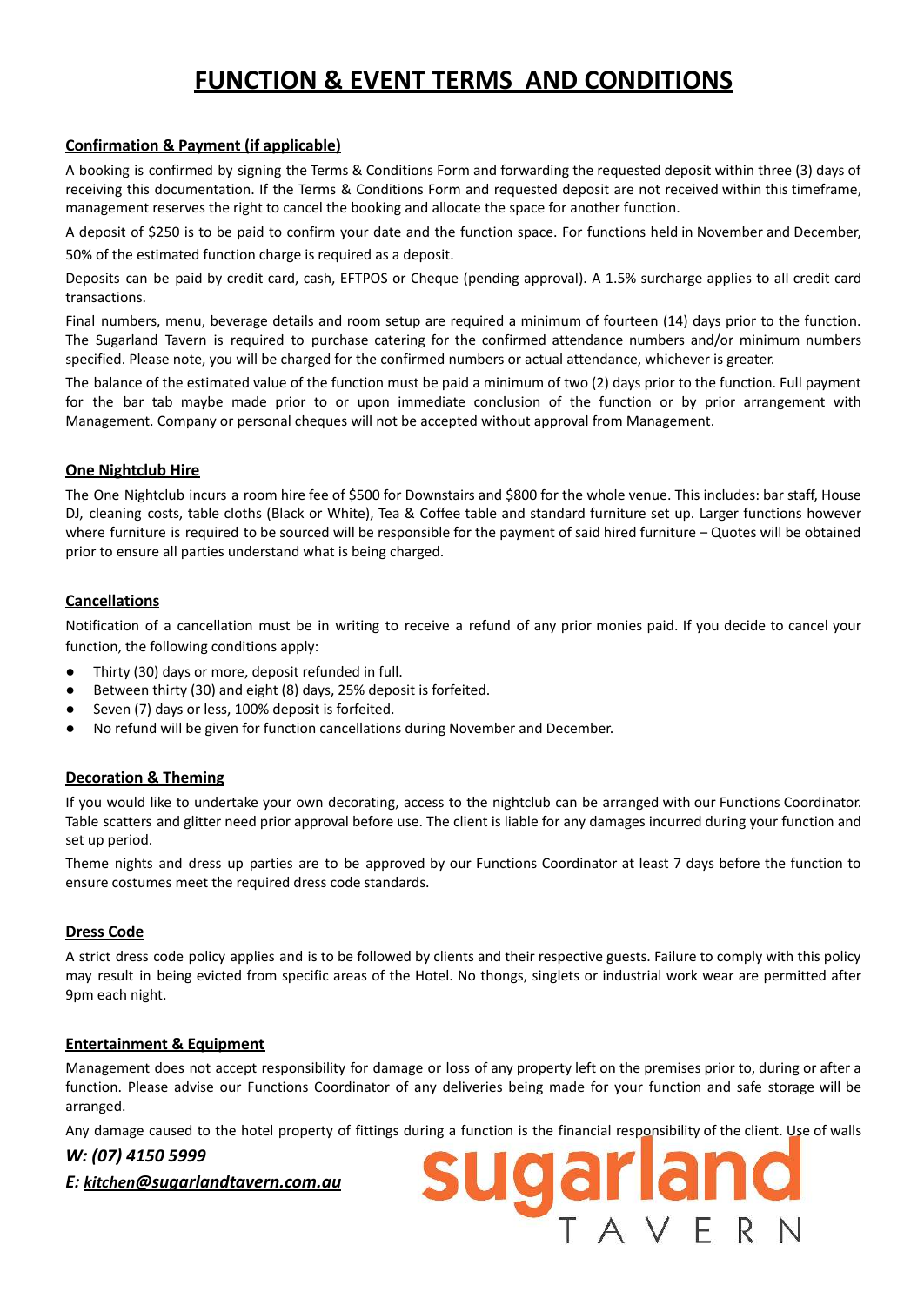# FUNCTION & EVENT TERMS AND CONDITIONS

## Confirmation & Payment (if applicable)

A booking is confirmed by signing the Terms & Conditions Form and forwarding the requested deposit within three (3) days of receiving this documentation. If the Terms & Conditions Form and requested deposit are not received within this timeframe, management reserves the right to cancel the booking and allocate the space for another function.

A deposit of $250 is to be paid to confirm your date and the function space. For functions held in November and December, 50% of the estimated function charge is required as a deposit.

Deposits can be paid by credit card, cash, EFTPOS or Cheque (pending approval). A 1.5% surcharge applies to all credit card transactions.

Final numbers, menu, beverage details and room setup are required a minimum of fourteen (14) days prior to the function. The Sugarland Tavern is required to purchase catering for the confirmed attendance numbers and/or minimum numbers specified. Please note, you will be charged for the confirmed numbers or actual attendance, whichever is greater.

The balance of the estimated value of the function must be paid a minimum of two (2) days prior to the function. Full payment for the bar tab maybe made prior to or upon immediate conclusion of the function or by prior arrangement with Management. Company or personal cheques will not be accepted without approval from Management.

## One Nightclub Hire

The One Nightclub incurs a room hire fee of $500 for Downstairs and $800 for the whole venue. This includes: bar staff, House DJ, cleaning costs, table cloths (Black or White), Tea & Coffee table and standard furniture set up. Larger functions however where furniture is required to be sourced will be responsible for the payment of said hired furniture – Quotes will be obtained prior to ensure all parties understand what is being charged.

## Cancellations

Notification of a cancellation must be in writing to receive a refund of any prior monies paid. If you decide to cancel your function, the following conditions apply:

- Thirty (30) days or more, deposit refunded in full.
- Between thirty (30) and eight (8) days, 25% deposit is forfeited.
- Seven (7) days or less, 100% deposit is forfeited.
- No refund will be given for function cancellations during November and December.

## Decoration & Theming

If you would like to undertake your own decorating, access to the nightclub can be arranged with our Functions Coordinator. Table scatters and glitter need prior approval before use. The client is liable for any damages incurred during your function and set up period.

Theme nights and dress up parties are to be approved by our Functions Coordinator at least 7 days before the function to ensure costumes meet the required dress code standards.

## Dress Code

A strict dress code policy applies and is to be followed by clients and their respective guests. Failure to comply with this policy may result in being evicted from specific areas of the Hotel. No thongs, singlets or industrial work wear are permitted after 9pm each night.

## Entertainment & Equipment

Management does not accept responsibility for damage or loss of any property left on the premises prior to, during or after a function. Please advise our Functions Coordinator of any deliveries being made for your function and safe storage will be arranged.

Any damage caused to the hotel property of fittings during a function is the financial responsibility of the client. Use of walls

***W: (07) 4150 5999***

***E: kitchen@sugarlandtavern.com.au***

sugarland TAVERN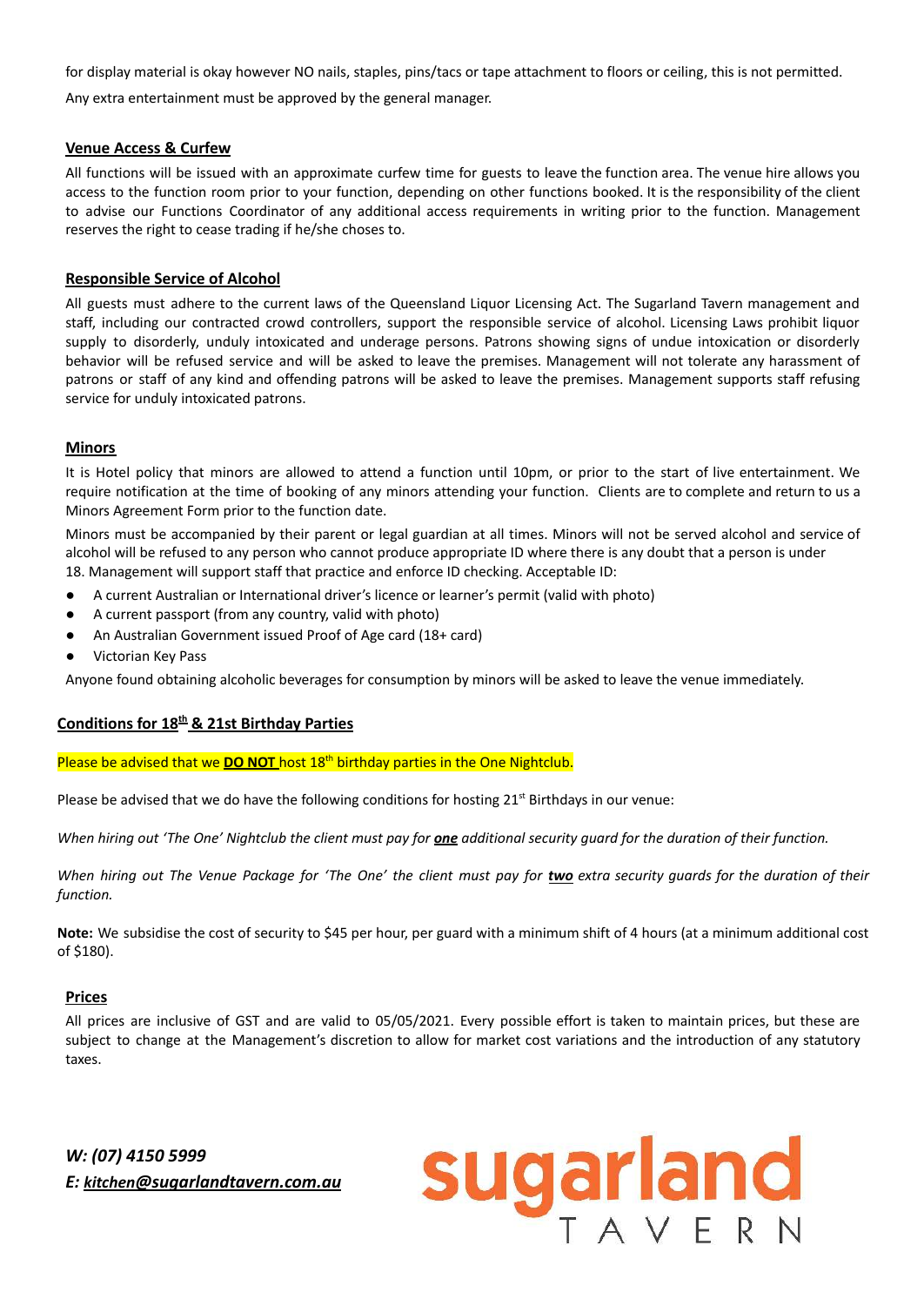for display material is okay however NO nails, staples, pins/tacs or tape attachment to floors or ceiling, this is not permitted.

Any extra entertainment must be approved by the general manager.

## Venue Access & Curfew

All functions will be issued with an approximate curfew time for guests to leave the function area. The venue hire allows you access to the function room prior to your function, depending on other functions booked. It is the responsibility of the client to advise our Functions Coordinator of any additional access requirements in writing prior to the function. Management reserves the right to cease trading if he/she choses to.

## Responsible Service of Alcohol

All guests must adhere to the current laws of the Queensland Liquor Licensing Act. The Sugarland Tavern management and staff, including our contracted crowd controllers, support the responsible service of alcohol. Licensing Laws prohibit liquor supply to disorderly, unduly intoxicated and underage persons. Patrons showing signs of undue intoxication or disorderly behavior will be refused service and will be asked to leave the premises. Management will not tolerate any harassment of patrons or staff of any kind and offending patrons will be asked to leave the premises. Management supports staff refusing service for unduly intoxicated patrons.

## Minors

It is Hotel policy that minors are allowed to attend a function until 10pm, or prior to the start of live entertainment. We require notification at the time of booking of any minors attending your function. Clients are to complete and return to us a Minors Agreement Form prior to the function date.

Minors must be accompanied by their parent or legal guardian at all times. Minors will not be served alcohol and service of alcohol will be refused to any person who cannot produce appropriate ID where there is any doubt that a person is under 18. Management will support staff that practice and enforce ID checking. Acceptable ID:

- A current Australian or International driver's licence or learner's permit (valid with photo)
- A current passport (from any country, valid with photo)
- An Australian Government issued Proof of Age card (18+ card)
- Victorian Key Pass

Anyone found obtaining alcoholic beverages for consumption by minors will be asked to leave the venue immediately.

## Conditions for 18th & 21st Birthday Parties

Please be advised that we **DO NOT** host 18th birthday parties in the One Nightclub.

Please be advised that we do have the following conditions for hosting 21st Birthdays in our venue:

*When hiring out 'The One' Nightclub the client must pay for* ***one*** *additional security guard for the duration of their function.*

*When hiring out The Venue Package for 'The One' the client must pay for* ***two*** *extra security guards for the duration of their function.*

**Note:** We subsidise the cost of security to $45 per hour, per guard with a minimum shift of 4 hours (at a minimum additional cost of $180).

## Prices

All prices are inclusive of GST and are valid to 05/05/2021. Every possible effort is taken to maintain prices, but these are subject to change at the Management's discretion to allow for market cost variations and the introduction of any statutory taxes.

***W: (07) 4150 5999***
***E: kitchen@sugarlandtavern.com.au***

sugarland TAVERN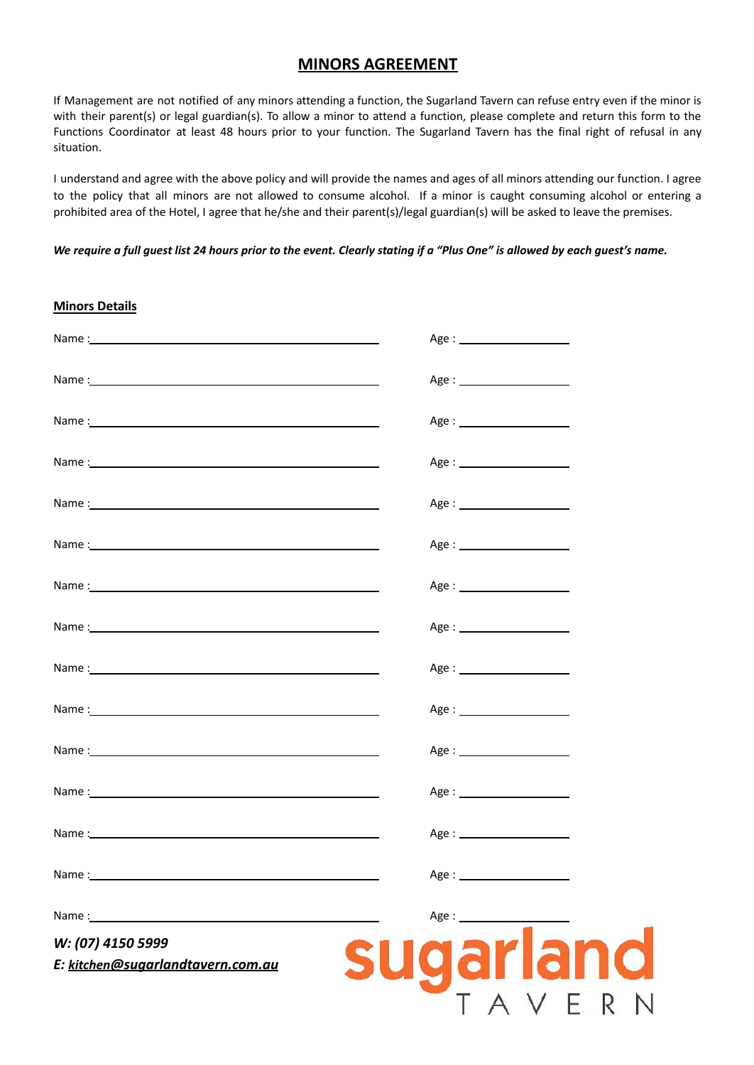# MINORS AGREEMENT

If Management are not notified of any minors attending a function, the Sugarland Tavern can refuse entry even if the minor is with their parent(s) or legal guardian(s). To allow a minor to attend a function, please complete and return this form to the Functions Coordinator at least 48 hours prior to your function. The Sugarland Tavern has the final right of refusal in any situation.

I understand and agree with the above policy and will provide the names and ages of all minors attending our function. I agree to the policy that all minors are not allowed to consume alcohol. If a minor is caught consuming alcohol or entering a prohibited area of the Hotel, I agree that he/she and their parent(s)/legal guardian(s) will be asked to leave the premises.

***We require a full guest list 24 hours prior to the event. Clearly stating if a "Plus One" is allowed by each guest's name.***

**Minors Details**

Name : ______________________________ Age : ______________

Name : ______________________________ Age : ______________

Name : ______________________________ Age : ______________

Name : ______________________________ Age : ______________

Name : ______________________________ Age : ______________

Name : ______________________________ Age : ______________

Name : ______________________________ Age : ______________

Name : ______________________________ Age : ______________

Name : ______________________________ Age : ______________

Name : ______________________________ Age : ______________

Name : ______________________________ Age : ______________

Name : ______________________________ Age : ______________

Name : ______________________________ Age : ______________

Name : ______________________________ Age : ______________

Name : ______________________________ Age : ______________

***W: (07) 4150 5999***

***E: kitchen@sugarlandtavern.com.au***

sugarland TAVERN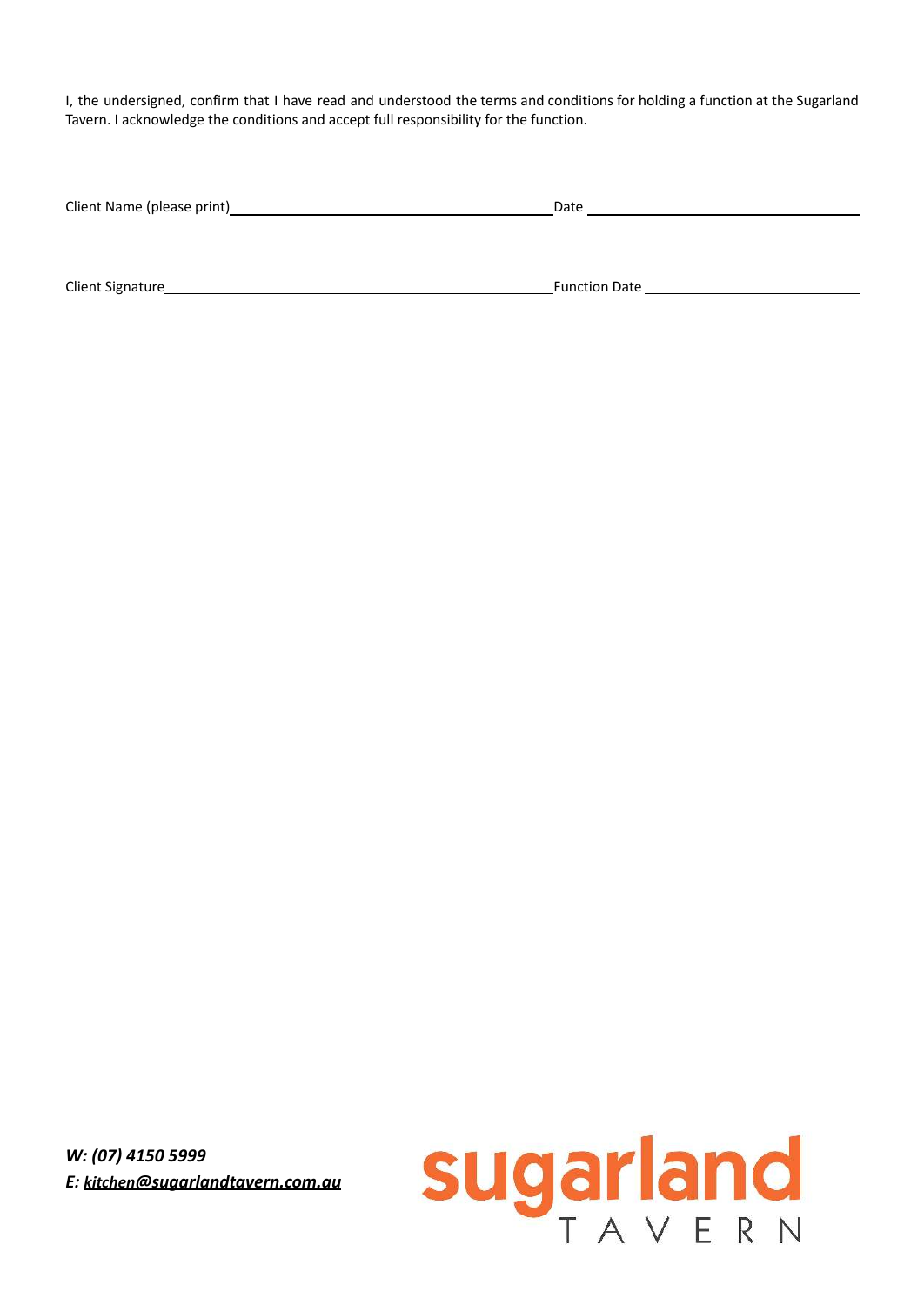I, the undersigned, confirm that I have read and understood the terms and conditions for holding a function at the Sugarland Tavern. I acknowledge the conditions and accept full responsibility for the function.

Client Name (please print)\_\_\_\_\_\_\_\_\_\_\_\_\_\_\_\_\_\_\_\_\_\_\_\_\_\_\_\_\_\_\_\_ Date \_\_\_\_\_\_\_\_\_\_\_\_\_\_\_\_\_\_\_\_\_\_\_\_\_\_\_\_

Client Signature\_\_\_\_\_\_\_\_\_\_\_\_\_\_\_\_\_\_\_\_\_\_\_\_\_\_\_\_\_\_\_\_\_\_\_\_\_\_\_ Function Date \_\_\_\_\_\_\_\_\_\_\_\_\_\_\_\_\_\_\_\_\_\_\_

***W: (07) 4150 5999***

***E: kitchen@sugarlandtavern.com.au***

sugarland TAVERN